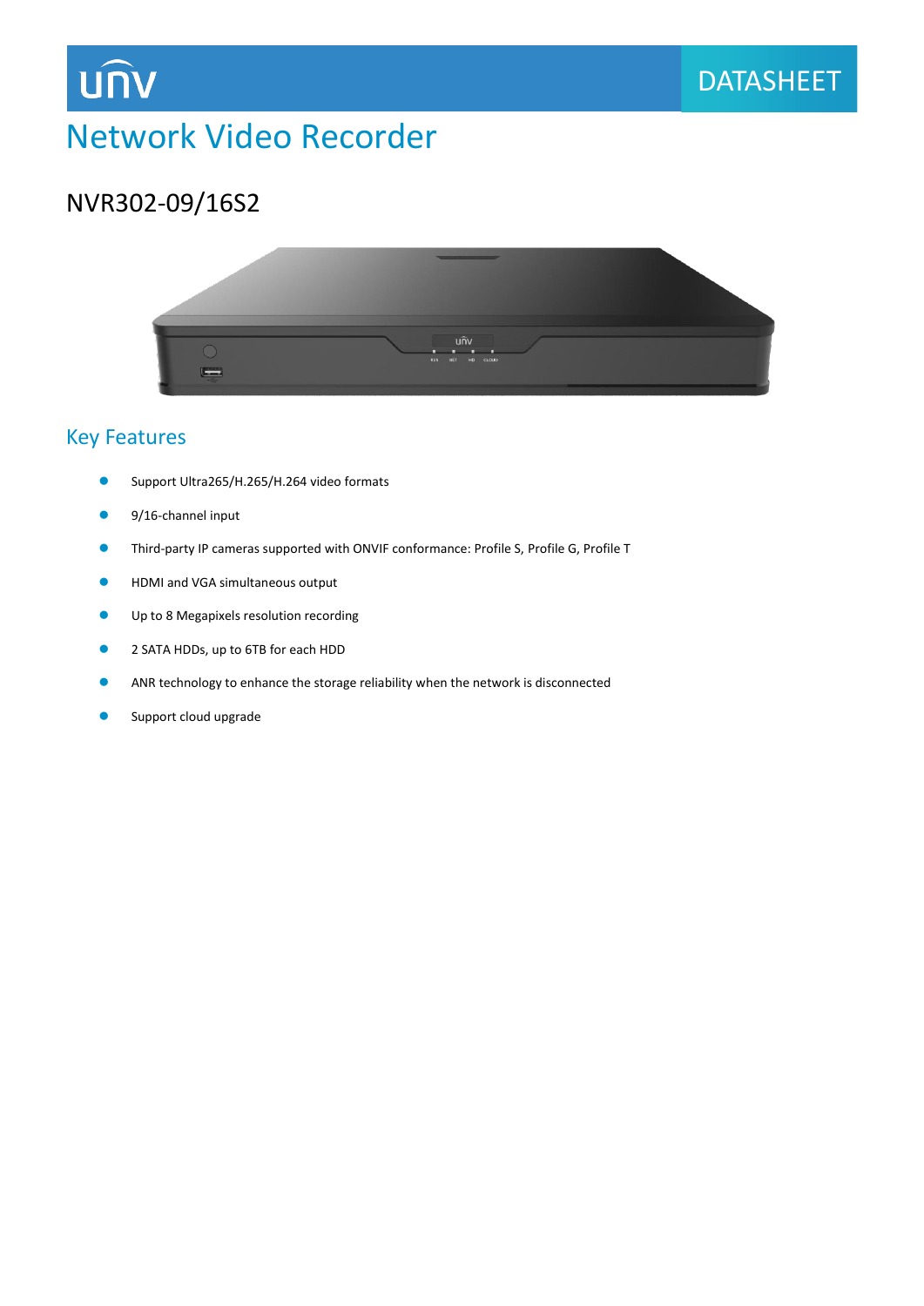UNV

DATASHEET

# Network Video Recorder

## NVR302-09/16S2

## Key Features

- Support Ultra265/H.265/H.264 video formats
- 9/16-channel input
- Third-party IP cameras supported with ONVIF conformance: Profile S, Profile G, Profile T
- HDMI and VGA simultaneous output
- Up to 8 Megapixels resolution recording
- 2 SATA HDDs, up to 6TB for each HDD
- ANR technology to enhance the storage reliability when the network is disconnected
- Support cloud upgrade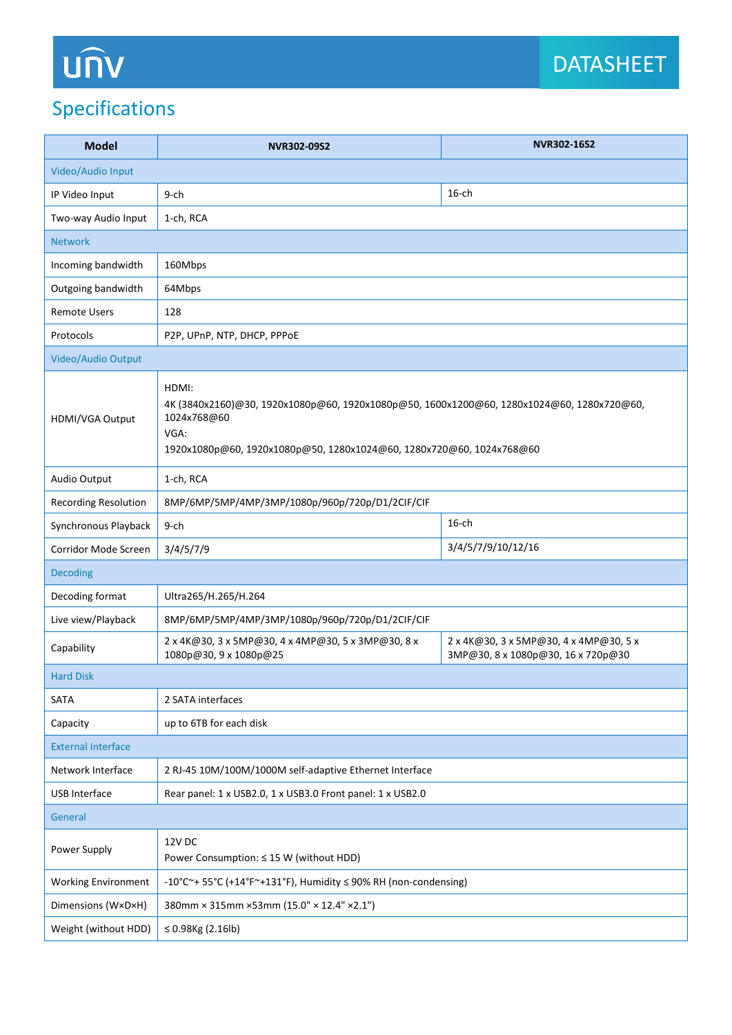# Specifications

| Model | NVR302-09S2 | NVR302-16S2 |
|---|---|---|
| **Video/Audio Input** | | |
| IP Video Input | 9-ch | 16-ch |
| Two-way Audio Input | 1-ch, RCA | |
| **Network** | | |
| Incoming bandwidth | 160Mbps | |
| Outgoing bandwidth | 64Mbps | |
| Remote Users | 128 | |
| Protocols | P2P, UPnP, NTP, DHCP, PPPoE | |
| **Video/Audio Output** | | |
| HDMI/VGA Output | HDMI:<br>4K (3840x2160)@30, 1920x1080p@60, 1920x1080p@50, 1600x1200@60, 1280x1024@60, 1280x720@60, 1024x768@60<br>VGA:<br>1920x1080p@60, 1920x1080p@50, 1280x1024@60, 1280x720@60, 1024x768@60 | |
| Audio Output | 1-ch, RCA | |
| Recording Resolution | 8MP/6MP/5MP/4MP/3MP/1080p/960p/720p/D1/2CIF/CIF | |
| Synchronous Playback | 9-ch | 16-ch |
| Corridor Mode Screen | 3/4/5/7/9 | 3/4/5/7/9/10/12/16 |
| **Decoding** | | |
| Decoding format | Ultra265/H.265/H.264 | |
| Live view/Playback | 8MP/6MP/5MP/4MP/3MP/1080p/960p/720p/D1/2CIF/CIF | |
| Capability | 2 x 4K@30, 3 x 5MP@30, 4 x 4MP@30, 5 x 3MP@30, 8 x 1080p@30, 9 x 1080p@25 | 2 x 4K@30, 3 x 5MP@30, 4 x 4MP@30, 5 x 3MP@30, 8 x 1080p@30, 16 x 720p@30 |
| **Hard Disk** | | |
| SATA | 2 SATA interfaces | |
| Capacity | up to 6TB for each disk | |
| **External Interface** | | |
| Network Interface | 2 RJ-45 10M/100M/1000M self-adaptive Ethernet Interface | |
| USB Interface | Rear panel: 1 x USB2.0, 1 x USB3.0 Front panel: 1 x USB2.0 | |
| **General** | | |
| Power Supply | 12V DC<br>Power Consumption: ≤ 15 W (without HDD) | |
| Working Environment | -10°C~+ 55°C (+14°F~+131°F), Humidity ≤ 90% RH (non-condensing) | |
| Dimensions (W×D×H) | 380mm × 315mm ×53mm (15.0" × 12.4" ×2.1") | |
| Weight (without HDD) | ≤ 0.98Kg (2.16lb) | |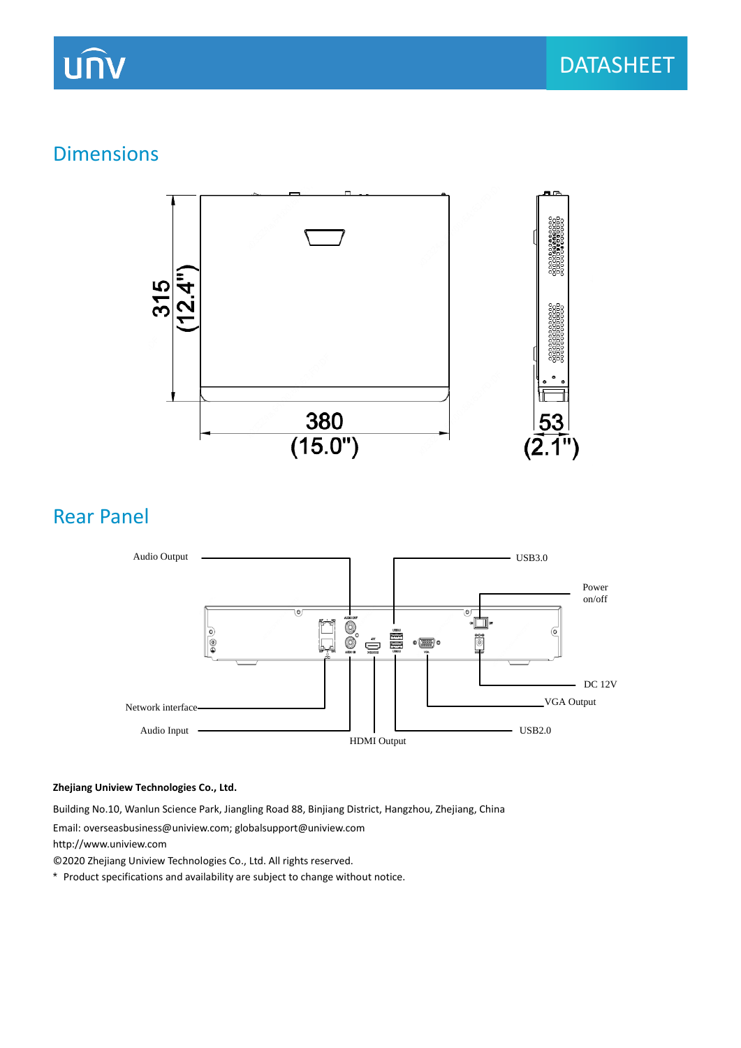## Dimensions

315
(12.4")

380
(15.0")

53
(2.1")

## Rear Panel

Audio Output

USB3.0

Power on/off

DC 12V

VGA Output

Network interface

Audio Input

HDMI Output

USB2.0

**Zhejiang Uniview Technologies Co., Ltd.**

Building No.10, Wanlun Science Park, Jiangling Road 88, Binjiang District, Hangzhou, Zhejiang, China

Email: overseasbusiness@uniview.com; globalsupport@uniview.com

http://www.uniview.com

©2020 Zhejiang Uniview Technologies Co., Ltd. All rights reserved.

* Product specifications and availability are subject to change without notice.